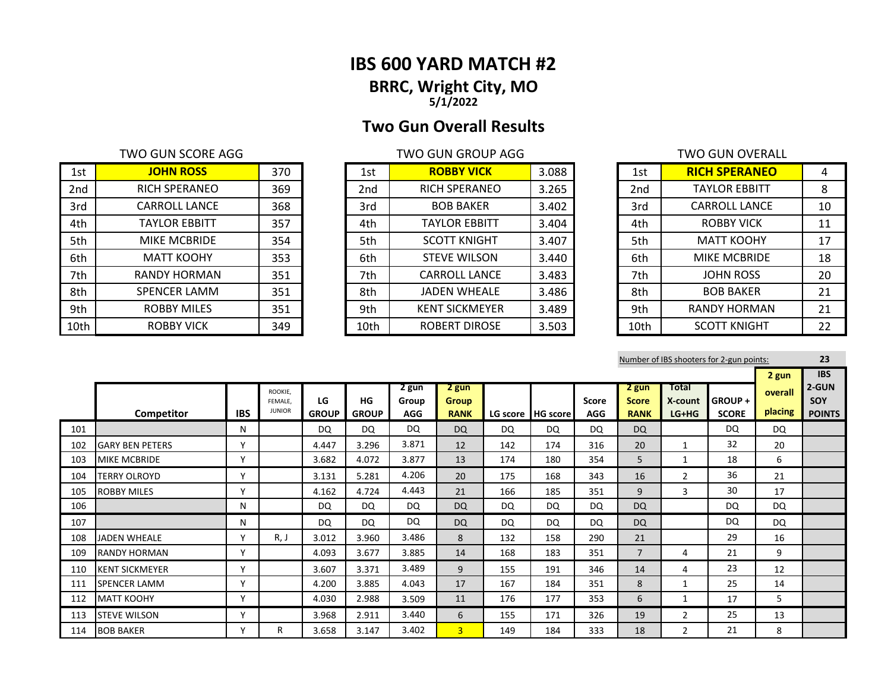# IBS 600 YARD MATCH #2

## BRRC, Wright City, MO

5/1/2022

## Two Gun Overall Results

TWO GUN SCORE AGG

| | | |
|---|---|---|
| 1st | **JOHN ROSS** | 370 |
| 2nd | RICH SPERANEO | 369 |
| 3rd | CARROLL LANCE | 368 |
| 4th | TAYLOR EBBITT | 357 |
| 5th | MIKE MCBRIDE | 354 |
| 6th | MATT KOOHY | 353 |
| 7th | RANDY HORMAN | 351 |
| 8th | SPENCER LAMM | 351 |
| 9th | ROBBY MILES | 351 |
| 10th | ROBBY VICK | 349 |

TWO GUN GROUP AGG

| | | |
|---|---|---|
| 1st | **ROBBY VICK** | 3.088 |
| 2nd | RICH SPERANEO | 3.265 |
| 3rd | BOB BAKER | 3.402 |
| 4th | TAYLOR EBBITT | 3.404 |
| 5th | SCOTT KNIGHT | 3.407 |
| 6th | STEVE WILSON | 3.440 |
| 7th | CARROLL LANCE | 3.483 |
| 8th | JADEN WHEALE | 3.486 |
| 9th | KENT SICKMEYER | 3.489 |
| 10th | ROBERT DIROSE | 3.503 |

TWO GUN OVERALL

| | | |
|---|---|---|
| 1st | **RICH SPERANEO** | 4 |
| 2nd | TAYLOR EBBITT | 8 |
| 3rd | CARROLL LANCE | 10 |
| 4th | ROBBY VICK | 11 |
| 5th | MATT KOOHY | 17 |
| 6th | MIKE MCBRIDE | 18 |
| 7th | JOHN ROSS | 20 |
| 8th | BOB BAKER | 21 |
| 9th | RANDY HORMAN | 21 |
| 10th | SCOTT KNIGHT | 22 |

Number of IBS shooters for 2-gun points: 23

| | Competitor | IBS | ROOKIE, FEMALE, JUNIOR | LG GROUP | HG GROUP | 2 gun Group AGG | 2 gun Group RANK | LG score | HG score | Score AGG | 2 gun Score RANK | Total X-count LG+HG | GROUP + SCORE | 2 gun overall placing | IBS 2-GUN SOY POINTS |
|---|---|---|---|---|---|---|---|---|---|---|---|---|---|---|---|
| 101 | | N | | DQ | DQ | DQ | DQ | DQ | DQ | DQ | DQ | | DQ | DQ | |
| 102 | GARY BEN PETERS | Y | | 4.447 | 3.296 | 3.871 | 12 | 142 | 174 | 316 | 20 | 1 | 32 | 20 | |
| 103 | MIKE MCBRIDE | Y | | 3.682 | 4.072 | 3.877 | 13 | 174 | 180 | 354 | 5 | 1 | 18 | 6 | |
| 104 | TERRY OLROYD | Y | | 3.131 | 5.281 | 4.206 | 20 | 175 | 168 | 343 | 16 | 2 | 36 | 21 | |
| 105 | ROBBY MILES | Y | | 4.162 | 4.724 | 4.443 | 21 | 166 | 185 | 351 | 9 | 3 | 30 | 17 | |
| 106 | | N | | DQ | DQ | DQ | DQ | DQ | DQ | DQ | DQ | | DQ | DQ | |
| 107 | | N | | DQ | DQ | DQ | DQ | DQ | DQ | DQ | DQ | | DQ | DQ | |
| 108 | JADEN WHEALE | Y | R, J | 3.012 | 3.960 | 3.486 | 8 | 132 | 158 | 290 | 21 | | 29 | 16 | |
| 109 | RANDY HORMAN | Y | | 4.093 | 3.677 | 3.885 | 14 | 168 | 183 | 351 | 7 | 4 | 21 | 9 | |
| 110 | KENT SICKMEYER | Y | | 3.607 | 3.371 | 3.489 | 9 | 155 | 191 | 346 | 14 | 4 | 23 | 12 | |
| 111 | SPENCER LAMM | Y | | 4.200 | 3.885 | 4.043 | 17 | 167 | 184 | 351 | 8 | 1 | 25 | 14 | |
| 112 | MATT KOOHY | Y | | 4.030 | 2.988 | 3.509 | 11 | 176 | 177 | 353 | 6 | 1 | 17 | 5 | |
| 113 | STEVE WILSON | Y | | 3.968 | 2.911 | 3.440 | 6 | 155 | 171 | 326 | 19 | 2 | 25 | 13 | |
| 114 | BOB BAKER | Y | R | 3.658 | 3.147 | 3.402 | 3 | 149 | 184 | 333 | 18 | 2 | 21 | 8 | |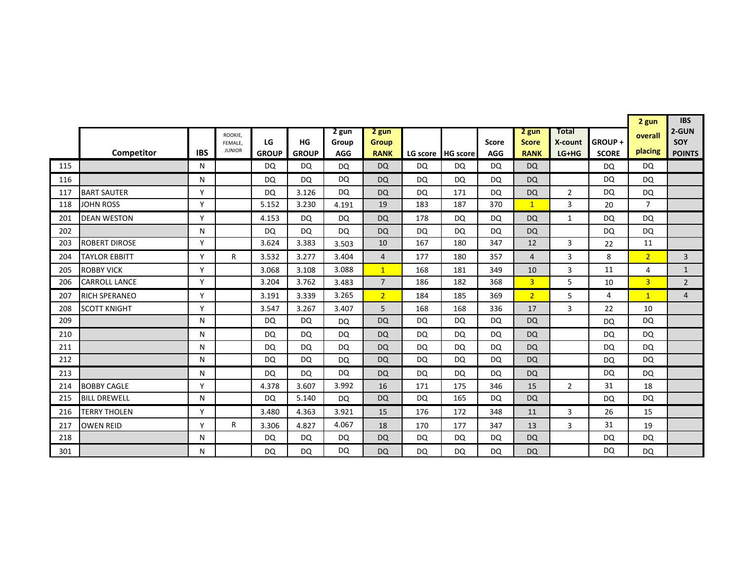| | Competitor | IBS | ROOKIE, FEMALE, JUNIOR | LG GROUP | HG GROUP | 2 gun Group AGG | 2 gun Group RANK | LG score | HG score | Score AGG | 2 gun Score RANK | Total X-count LG+HG | GROUP + SCORE | 2 gun overall placing | IBS 2-GUN SOY POINTS |
|---|---|---|---|---|---|---|---|---|---|---|---|---|---|---|---|
| 115 | | N | | DQ | DQ | DQ | DQ | DQ | DQ | DQ | DQ | | DQ | DQ | |
| 116 | | N | | DQ | DQ | DQ | DQ | DQ | DQ | DQ | DQ | | DQ | DQ | |
| 117 | BART SAUTER | Y | | DQ | 3.126 | DQ | DQ | DQ | 171 | DQ | DQ | 2 | DQ | DQ | |
| 118 | JOHN ROSS | Y | | 5.152 | 3.230 | 4.191 | 19 | 183 | 187 | 370 | 1 | 3 | 20 | 7 | |
| 201 | DEAN WESTON | Y | | 4.153 | DQ | DQ | DQ | 178 | DQ | DQ | DQ | 1 | DQ | DQ | |
| 202 | | N | | DQ | DQ | DQ | DQ | DQ | DQ | DQ | DQ | | DQ | DQ | |
| 203 | ROBERT DIROSE | Y | | 3.624 | 3.383 | 3.503 | 10 | 167 | 180 | 347 | 12 | 3 | 22 | 11 | |
| 204 | TAYLOR EBBITT | Y | R | 3.532 | 3.277 | 3.404 | 4 | 177 | 180 | 357 | 4 | 3 | 8 | 2 | 3 |
| 205 | ROBBY VICK | Y | | 3.068 | 3.108 | 3.088 | 1 | 168 | 181 | 349 | 10 | 3 | 11 | 4 | 1 |
| 206 | CARROLL LANCE | Y | | 3.204 | 3.762 | 3.483 | 7 | 186 | 182 | 368 | 3 | 5 | 10 | 3 | 2 |
| 207 | RICH SPERANEO | Y | | 3.191 | 3.339 | 3.265 | 2 | 184 | 185 | 369 | 2 | 5 | 4 | 1 | 4 |
| 208 | SCOTT KNIGHT | Y | | 3.547 | 3.267 | 3.407 | 5 | 168 | 168 | 336 | 17 | 3 | 22 | 10 | |
| 209 | | N | | DQ | DQ | DQ | DQ | DQ | DQ | DQ | DQ | | DQ | DQ | |
| 210 | | N | | DQ | DQ | DQ | DQ | DQ | DQ | DQ | DQ | | DQ | DQ | |
| 211 | | N | | DQ | DQ | DQ | DQ | DQ | DQ | DQ | DQ | | DQ | DQ | |
| 212 | | N | | DQ | DQ | DQ | DQ | DQ | DQ | DQ | DQ | | DQ | DQ | |
| 213 | | N | | DQ | DQ | DQ | DQ | DQ | DQ | DQ | DQ | | DQ | DQ | |
| 214 | BOBBY CAGLE | Y | | 4.378 | 3.607 | 3.992 | 16 | 171 | 175 | 346 | 15 | 2 | 31 | 18 | |
| 215 | BILL DREWELL | N | | DQ | 5.140 | DQ | DQ | DQ | 165 | DQ | DQ | | DQ | DQ | |
| 216 | TERRY THOLEN | Y | | 3.480 | 4.363 | 3.921 | 15 | 176 | 172 | 348 | 11 | 3 | 26 | 15 | |
| 217 | OWEN REID | Y | R | 3.306 | 4.827 | 4.067 | 18 | 170 | 177 | 347 | 13 | 3 | 31 | 19 | |
| 218 | | N | | DQ | DQ | DQ | DQ | DQ | DQ | DQ | DQ | | DQ | DQ | |
| 301 | | N | | DQ | DQ | DQ | DQ | DQ | DQ | DQ | DQ | | DQ | DQ | |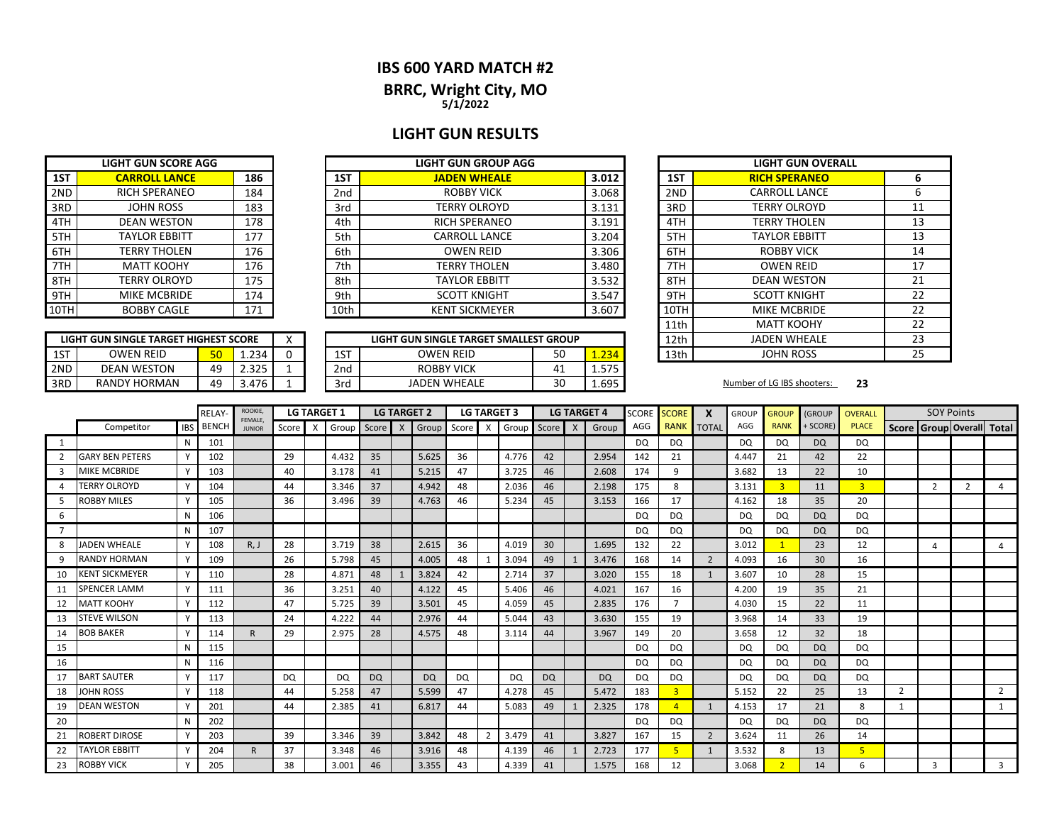# IBS 600 YARD MATCH #2

## BRRC, Wright City, MO

**5/1/2022**

## LIGHT GUN RESULTS

| LIGHT GUN SCORE AGG | | |
|---|---|---|
| 1ST | **CARROLL LANCE** | **186** |
| 2ND | RICH SPERANEO | 184 |
| 3RD | JOHN ROSS | 183 |
| 4TH | DEAN WESTON | 178 |
| 5TH | TAYLOR EBBITT | 177 |
| 6TH | TERRY THOLEN | 176 |
| 7TH | MATT KOOHY | 176 |
| 8TH | TERRY OLROYD | 175 |
| 9TH | MIKE MCBRIDE | 174 |
| 10TH | BOBBY CAGLE | 171 |

| LIGHT GUN GROUP AGG | | |
|---|---|---|
| 1ST | **JADEN WHEALE** | **3.012** |
| 2nd | ROBBY VICK | 3.068 |
| 3rd | TERRY OLROYD | 3.131 |
| 4th | RICH SPERANEO | 3.191 |
| 5th | CARROLL LANCE | 3.204 |
| 6th | OWEN REID | 3.306 |
| 7th | TERRY THOLEN | 3.480 |
| 8th | TAYLOR EBBITT | 3.532 |
| 9th | SCOTT KNIGHT | 3.547 |
| 10th | KENT SICKMEYER | 3.607 |

| LIGHT GUN OVERALL | | |
|---|---|---|
| 1ST | **RICH SPERANEO** | **6** |
| 2ND | CARROLL LANCE | 6 |
| 3RD | TERRY OLROYD | 11 |
| 4TH | TERRY THOLEN | 13 |
| 5TH | TAYLOR EBBITT | 13 |
| 6TH | ROBBY VICK | 14 |
| 7TH | OWEN REID | 17 |
| 8TH | DEAN WESTON | 21 |
| 9TH | SCOTT KNIGHT | 22 |
| 10TH | MIKE MCBRIDE | 22 |
| 11th | MATT KOOHY | 22 |
| 12th | JADEN WHEALE | 23 |
| 13th | JOHN ROSS | 25 |

| LIGHT GUN SINGLE TARGET HIGHEST SCORE | | | | X |
|---|---|---|---|---|
| 1ST | OWEN REID | 50 | 1.234 | 0 |
| 2ND | DEAN WESTON | 49 | 2.325 | 1 |
| 3RD | RANDY HORMAN | 49 | 3.476 | 1 |

| LIGHT GUN SINGLE TARGET SMALLEST GROUP | | | |
|---|---|---|---|
| 1ST | OWEN REID | 50 | 1.234 |
| 2nd | ROBBY VICK | 41 | 1.575 |
| 3rd | JADEN WHEALE | 30 | 1.695 |

Number of LG IBS shooters: **23**

| | | | RELAY- | ROOKIE, FEMALE, | LG TARGET 1 | | | LG TARGET 2 | | | LG TARGET 3 | | | LG TARGET 4 | | | SCORE | SCORE | X | GROUP | GROUP | (GROUP | OVERALL | SOY Points | | | |
|---|---|---|---|---|---|---|---|---|---|---|---|---|---|---|---|---|---|---|---|---|---|---|---|---|---|---|---|
| | Competitor | IBS | BENCH | JUNIOR | Score | X | Group | Score | X | Group | Score | X | Group | Score | X | Group | AGG | RANK | TOTAL | AGG | RANK | + SCORE) | PLACE | Score | Group | Overall | Total |
| 1 | | N | 101 | | | | | | | | | | | | | | DQ | DQ | | DQ | DQ | DQ | DQ | | | | |
| 2 | GARY BEN PETERS | Y | 102 | | 29 | | 4.432 | 35 | | 5.625 | 36 | | 4.776 | 42 | | 2.954 | 142 | 21 | | 4.447 | 21 | 42 | 22 | | | | |
| 3 | MIKE MCBRIDE | Y | 103 | | 40 | | 3.178 | 41 | | 5.215 | 47 | | 3.725 | 46 | | 2.608 | 174 | 9 | | 3.682 | 13 | 22 | 10 | | | | |
| 4 | TERRY OLROYD | Y | 104 | | 44 | | 3.346 | 37 | | 4.942 | 48 | | 2.036 | 46 | | 2.198 | 175 | 8 | | 3.131 | 3 | 11 | 3 | | 2 | 2 | 4 |
| 5 | ROBBY MILES | Y | 105 | | 36 | | 3.496 | 39 | | 4.763 | 46 | | 5.234 | 45 | | 3.153 | 166 | 17 | | 4.162 | 18 | 35 | 20 | | | | |
| 6 | | N | 106 | | | | | | | | | | | | | | DQ | DQ | | DQ | DQ | DQ | DQ | | | | |
| 7 | | N | 107 | | | | | | | | | | | | | | DQ | DQ | | DQ | DQ | DQ | DQ | | | | |
| 8 | JADEN WHEALE | Y | 108 | R, J | 28 | | 3.719 | 38 | | 2.615 | 36 | | 4.019 | 30 | | 1.695 | 132 | 22 | | 3.012 | 1 | 23 | 12 | | 4 | | 4 |
| 9 | RANDY HORMAN | Y | 109 | | 26 | | 5.798 | 45 | | 4.005 | 48 | 1 | 3.094 | 49 | 1 | 3.476 | 168 | 14 | 2 | 4.093 | 16 | 30 | 16 | | | | |
| 10 | KENT SICKMEYER | Y | 110 | | 28 | | 4.871 | 48 | 1 | 3.824 | 42 | | 2.714 | 37 | | 3.020 | 155 | 18 | 1 | 3.607 | 10 | 28 | 15 | | | | |
| 11 | SPENCER LAMM | Y | 111 | | 36 | | 3.251 | 40 | | 4.122 | 45 | | 5.406 | 46 | | 4.021 | 167 | 16 | | 4.200 | 19 | 35 | 21 | | | | |
| 12 | MATT KOOHY | Y | 112 | | 47 | | 5.725 | 39 | | 3.501 | 45 | | 4.059 | 45 | | 2.835 | 176 | 7 | | 4.030 | 15 | 22 | 11 | | | | |
| 13 | STEVE WILSON | Y | 113 | | 24 | | 4.222 | 44 | | 2.976 | 44 | | 5.044 | 43 | | 3.630 | 155 | 19 | | 3.968 | 14 | 33 | 19 | | | | |
| 14 | BOB BAKER | Y | 114 | R | 29 | | 2.975 | 28 | | 4.575 | 48 | | 3.114 | 44 | | 3.967 | 149 | 20 | | 3.658 | 12 | 32 | 18 | | | | |
| 15 | | N | 115 | | | | | | | | | | | | | | DQ | DQ | | DQ | DQ | DQ | DQ | | | | |
| 16 | | N | 116 | | | | | | | | | | | | | | DQ | DQ | | DQ | DQ | DQ | DQ | | | | |
| 17 | BART SAUTER | Y | 117 | | DQ | | DQ | DQ | | DQ | DQ | | DQ | DQ | | DQ | DQ | DQ | | DQ | DQ | DQ | DQ | | | | |
| 18 | JOHN ROSS | Y | 118 | | 44 | | 5.258 | 47 | | 5.599 | 47 | | 4.278 | 45 | | 5.472 | 183 | 3 | | 5.152 | 22 | 25 | 13 | 2 | | | 2 |
| 19 | DEAN WESTON | Y | 201 | | 44 | | 2.385 | 41 | | 6.817 | 44 | | 5.083 | 49 | 1 | 2.325 | 178 | 4 | 1 | 4.153 | 17 | 21 | 8 | 1 | | | 1 |
| 20 | | N | 202 | | | | | | | | | | | | | | DQ | DQ | | DQ | DQ | DQ | DQ | | | | |
| 21 | ROBERT DIROSE | Y | 203 | | 39 | | 3.346 | 39 | | 3.842 | 48 | 2 | 3.479 | 41 | | 3.827 | 167 | 15 | 2 | 3.624 | 11 | 26 | 14 | | | | |
| 22 | TAYLOR EBBITT | Y | 204 | R | 37 | | 3.348 | 46 | | 3.916 | 48 | | 4.139 | 46 | 1 | 2.723 | 177 | 5 | 1 | 3.532 | 8 | 13 | 5 | | | | |
| 23 | ROBBY VICK | Y | 205 | | 38 | | 3.001 | 46 | | 3.355 | 43 | | 4.339 | 41 | | 1.575 | 168 | 12 | | 3.068 | 2 | 14 | 6 | | 3 | | 3 |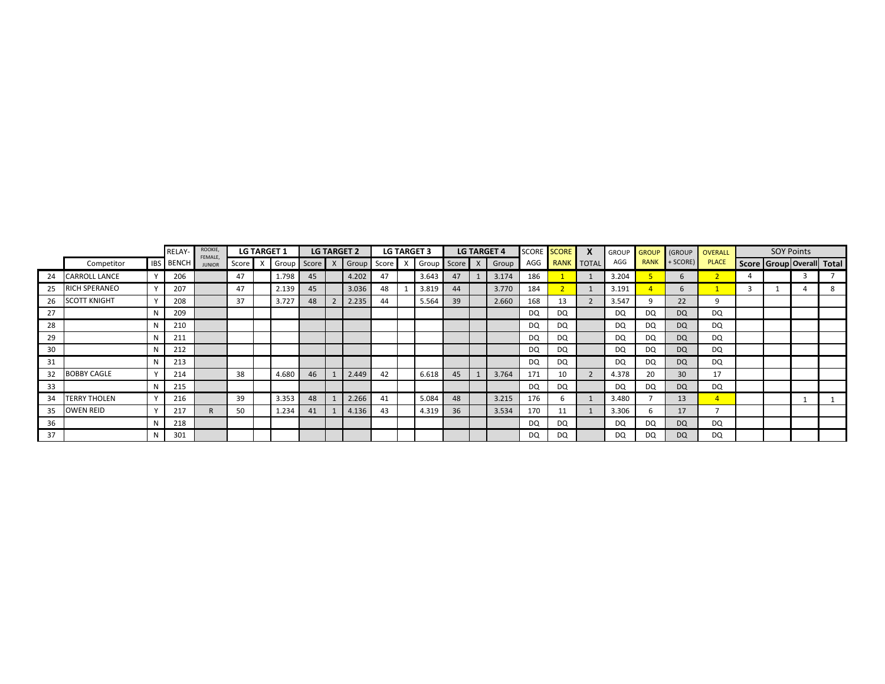| | | | RELAY- | ROOKIE, FEMALE, JUNIOR | LG TARGET 1 | | | LG TARGET 2 | | | LG TARGET 3 | | | LG TARGET 4 | | | SCORE | SCORE | X | GROUP | GROUP | (GROUP | OVERALL | SOY Points | | | |
|---|---|---|---|---|---|---|---|---|---|---|---|---|---|---|---|---|---|---|---|---|---|---|---|---|---|---|---|
| | Competitor | IBS | BENCH | | Score | X | Group | Score | X | Group | Score | X | Group | Score | X | Group | AGG | RANK | TOTAL | AGG | RANK | + SCORE) | PLACE | Score | Group | Overall | Total |
| 24 | CARROLL LANCE | Y | 206 | | 47 | | 1.798 | 45 | | 4.202 | 47 | | 3.643 | 47 | 1 | 3.174 | 186 | 1 | 1 | 3.204 | 5 | 6 | 2 | 4 | | 3 | 7 |
| 25 | RICH SPERANEO | Y | 207 | | 47 | | 2.139 | 45 | | 3.036 | 48 | 1 | 3.819 | 44 | | 3.770 | 184 | 2 | 1 | 3.191 | 4 | 6 | 1 | 3 | 1 | 4 | 8 |
| 26 | SCOTT KNIGHT | Y | 208 | | 37 | | 3.727 | 48 | 2 | 2.235 | 44 | | 5.564 | 39 | | 2.660 | 168 | 13 | 2 | 3.547 | 9 | 22 | 9 | | | | |
| 27 | | N | 209 | | | | | | | | | | | | | | DQ | DQ | | DQ | DQ | DQ | DQ | | | | |
| 28 | | N | 210 | | | | | | | | | | | | | | DQ | DQ | | DQ | DQ | DQ | DQ | | | | |
| 29 | | N | 211 | | | | | | | | | | | | | | DQ | DQ | | DQ | DQ | DQ | DQ | | | | |
| 30 | | N | 212 | | | | | | | | | | | | | | DQ | DQ | | DQ | DQ | DQ | DQ | | | | |
| 31 | | N | 213 | | | | | | | | | | | | | | DQ | DQ | | DQ | DQ | DQ | DQ | | | | |
| 32 | BOBBY CAGLE | Y | 214 | | 38 | | 4.680 | 46 | 1 | 2.449 | 42 | | 6.618 | 45 | 1 | 3.764 | 171 | 10 | 2 | 4.378 | 20 | 30 | 17 | | | | |
| 33 | | N | 215 | | | | | | | | | | | | | | DQ | DQ | | DQ | DQ | DQ | DQ | | | | |
| 34 | TERRY THOLEN | Y | 216 | | 39 | | 3.353 | 48 | 1 | 2.266 | 41 | | 5.084 | 48 | | 3.215 | 176 | 6 | 1 | 3.480 | 7 | 13 | 4 | | | 1 | 1 |
| 35 | OWEN REID | Y | 217 | R | 50 | | 1.234 | 41 | 1 | 4.136 | 43 | | 4.319 | 36 | | 3.534 | 170 | 11 | 1 | 3.306 | 6 | 17 | 7 | | | | |
| 36 | | N | 218 | | | | | | | | | | | | | | DQ | DQ | | DQ | DQ | DQ | DQ | | | | |
| 37 | | N | 301 | | | | | | | | | | | | | | DQ | DQ | | DQ | DQ | DQ | DQ | | | | |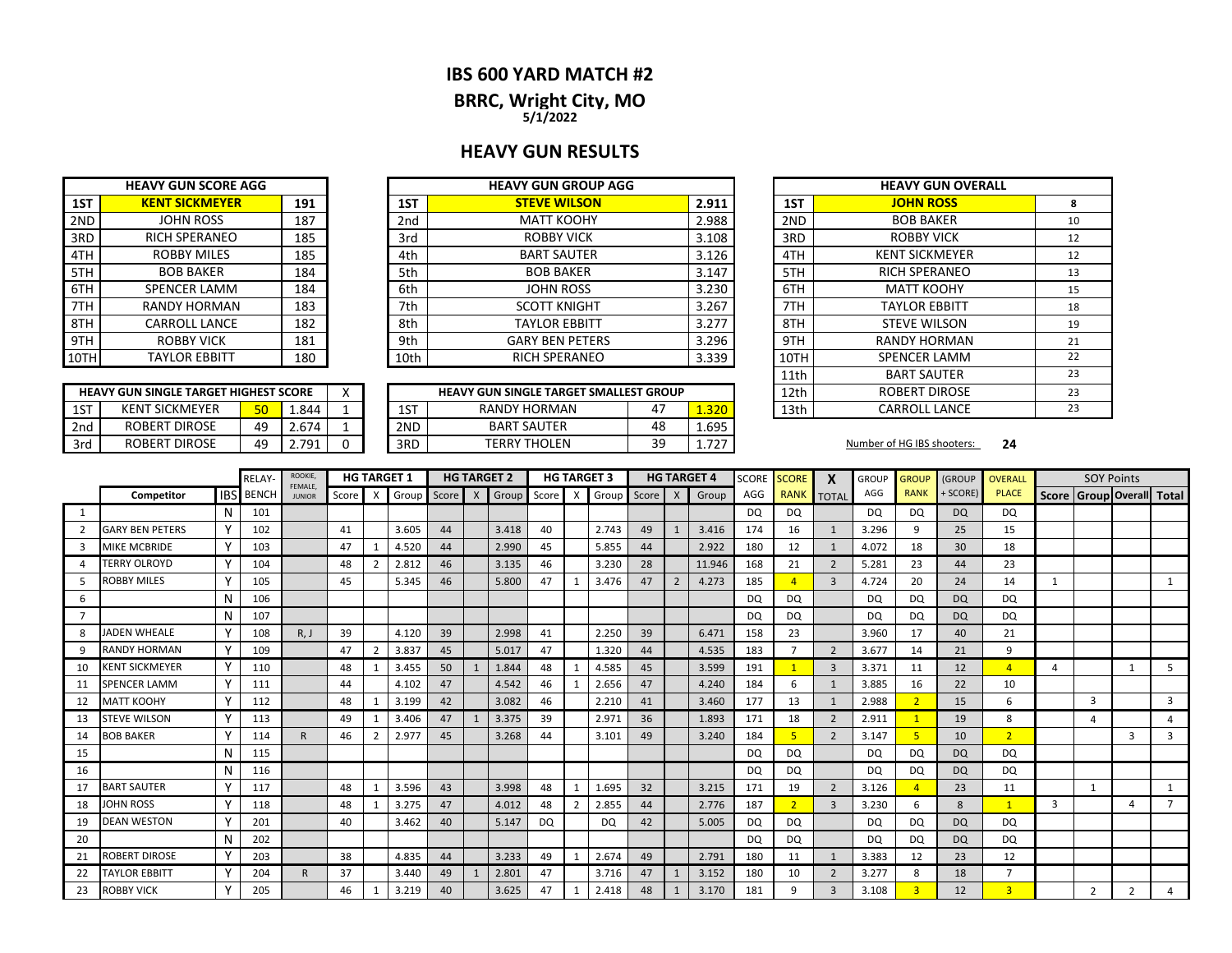# IBS 600 YARD MATCH #2

## BRRC, Wright City, MO

**5/1/2022**

## HEAVY GUN RESULTS

| HEAVY GUN SCORE AGG | | |
|---|---|---|
| 1ST | KENT SICKMEYER | 191 |
| 2ND | JOHN ROSS | 187 |
| 3RD | RICH SPERANEO | 185 |
| 4TH | ROBBY MILES | 185 |
| 5TH | BOB BAKER | 184 |
| 6TH | SPENCER LAMM | 184 |
| 7TH | RANDY HORMAN | 183 |
| 8TH | CARROLL LANCE | 182 |
| 9TH | ROBBY VICK | 181 |
| 10TH | TAYLOR EBBITT | 180 |

| HEAVY GUN GROUP AGG | | |
|---|---|---|
| 1ST | STEVE WILSON | 2.911 |
| 2nd | MATT KOOHY | 2.988 |
| 3rd | ROBBY VICK | 3.108 |
| 4th | BART SAUTER | 3.126 |
| 5th | BOB BAKER | 3.147 |
| 6th | JOHN ROSS | 3.230 |
| 7th | SCOTT KNIGHT | 3.267 |
| 8th | TAYLOR EBBITT | 3.277 |
| 9th | GARY BEN PETERS | 3.296 |
| 10th | RICH SPERANEO | 3.339 |

| HEAVY GUN OVERALL | | |
|---|---|---|
| 1ST | JOHN ROSS | 8 |
| 2ND | BOB BAKER | 10 |
| 3RD | ROBBY VICK | 12 |
| 4TH | KENT SICKMEYER | 12 |
| 5TH | RICH SPERANEO | 13 |
| 6TH | MATT KOOHY | 15 |
| 7TH | TAYLOR EBBITT | 18 |
| 8TH | STEVE WILSON | 19 |
| 9TH | RANDY HORMAN | 21 |
| 10TH | SPENCER LAMM | 22 |
| 11th | BART SAUTER | 23 |
| 12th | ROBERT DIROSE | 23 |
| 13th | CARROLL LANCE | 23 |

| HEAVY GUN SINGLE TARGET HIGHEST SCORE | | | | X |
|---|---|---|---|---|
| 1ST | KENT SICKMEYER | 50 | 1.844 | 1 |
| 2nd | ROBERT DIROSE | 49 | 2.674 | 1 |
| 3rd | ROBERT DIROSE | 49 | 2.791 | 0 |

| HEAVY GUN SINGLE TARGET SMALLEST GROUP | | | |
|---|---|---|---|
| 1ST | RANDY HORMAN | 47 | 1.320 |
| 2ND | BART SAUTER | 48 | 1.695 |
| 3RD | TERRY THOLEN | 39 | 1.727 |

Number of HG IBS shooters: **24**

| | | | RELAY- | ROOKIE, FEMALE, JUNIOR | HG TARGET 1 | | | HG TARGET 2 | | | HG TARGET 3 | | | HG TARGET 4 | | | SCORE | SCORE | X | GROUP | GROUP | (GROUP | OVERALL | SOY Points | | | |
|---|---|---|---|---|---|---|---|---|---|---|---|---|---|---|---|---|---|---|---|---|---|---|---|---|---|---|---|
| | Competitor | IBS | BENCH | | Score | X | Group | Score | X | Group | Score | X | Group | Score | X | Group | AGG | RANK | TOTAL | AGG | RANK | + SCORE) | PLACE | Score | Group | Overall | Total |
| 1 | | N | 101 | | | | | | | | | | | | | | DQ | DQ | | DQ | DQ | DQ | DQ | | | | |
| 2 | GARY BEN PETERS | Y | 102 | | 41 | | 3.605 | 44 | | 3.418 | 40 | | 2.743 | 49 | 1 | 3.416 | 174 | 16 | 1 | 3.296 | 9 | 25 | 15 | | | | |
| 3 | MIKE MCBRIDE | Y | 103 | | 47 | 1 | 4.520 | 44 | | 2.990 | 45 | | 5.855 | 44 | | 2.922 | 180 | 12 | 1 | 4.072 | 18 | 30 | 18 | | | | |
| 4 | TERRY OLROYD | Y | 104 | | 48 | 2 | 2.812 | 46 | | 3.135 | 46 | | 3.230 | 28 | | 11.946 | 168 | 21 | 2 | 5.281 | 23 | 44 | 23 | | | | |
| 5 | ROBBY MILES | Y | 105 | | 45 | | 5.345 | 46 | | 5.800 | 47 | 1 | 3.476 | 47 | 2 | 4.273 | 185 | 4 | 3 | 4.724 | 20 | 24 | 14 | 1 | | | 1 |
| 6 | | N | 106 | | | | | | | | | | | | | | DQ | DQ | | DQ | DQ | DQ | DQ | | | | |
| 7 | | N | 107 | | | | | | | | | | | | | | DQ | DQ | | DQ | DQ | DQ | DQ | | | | |
| 8 | JADEN WHEALE | Y | 108 | R, J | 39 | | 4.120 | 39 | | 2.998 | 41 | | 2.250 | 39 | | 6.471 | 158 | 23 | | 3.960 | 17 | 40 | 21 | | | | |
| 9 | RANDY HORMAN | Y | 109 | | 47 | 2 | 3.837 | 45 | | 5.017 | 47 | | 1.320 | 44 | | 4.535 | 183 | 7 | 2 | 3.677 | 14 | 21 | 9 | | | | |
| 10 | KENT SICKMEYER | Y | 110 | | 48 | 1 | 3.455 | 50 | 1 | 1.844 | 48 | 1 | 4.585 | 45 | | 3.599 | 191 | 1 | 3 | 3.371 | 11 | 12 | 4 | 4 | | 1 | 5 |
| 11 | SPENCER LAMM | Y | 111 | | 44 | | 4.102 | 47 | | 4.542 | 46 | 1 | 2.656 | 47 | | 4.240 | 184 | 6 | 1 | 3.885 | 16 | 22 | 10 | | | | |
| 12 | MATT KOOHY | Y | 112 | | 48 | 1 | 3.199 | 42 | | 3.082 | 46 | | 2.210 | 41 | | 3.460 | 177 | 13 | 1 | 2.988 | 2 | 15 | 6 | | 3 | | 3 |
| 13 | STEVE WILSON | Y | 113 | | 49 | 1 | 3.406 | 47 | 1 | 3.375 | 39 | | 2.971 | 36 | | 1.893 | 171 | 18 | 2 | 2.911 | 1 | 19 | 8 | | 4 | | 4 |
| 14 | BOB BAKER | Y | 114 | R | 46 | 2 | 2.977 | 45 | | 3.268 | 44 | | 3.101 | 49 | | 3.240 | 184 | 5 | 2 | 3.147 | 5 | 10 | 2 | | | 3 | 3 |
| 15 | | N | 115 | | | | | | | | | | | | | | DQ | DQ | | DQ | DQ | DQ | DQ | | | | |
| 16 | | N | 116 | | | | | | | | | | | | | | DQ | DQ | | DQ | DQ | DQ | DQ | | | | |
| 17 | BART SAUTER | Y | 117 | | 48 | 1 | 3.596 | 43 | | 3.998 | 48 | 1 | 1.695 | 32 | | 3.215 | 171 | 19 | 2 | 3.126 | 4 | 23 | 11 | | 1 | | 1 |
| 18 | JOHN ROSS | Y | 118 | | 48 | 1 | 3.275 | 47 | | 4.012 | 48 | 2 | 2.855 | 44 | | 2.776 | 187 | 2 | 3 | 3.230 | 6 | 8 | 1 | 3 | | 4 | 7 |
| 19 | DEAN WESTON | Y | 201 | | 40 | | 3.462 | 40 | | 5.147 | DQ | | DQ | 42 | | 5.005 | DQ | DQ | | DQ | DQ | DQ | DQ | | | | |
| 20 | | N | 202 | | | | | | | | | | | | | | DQ | DQ | | DQ | DQ | DQ | DQ | | | | |
| 21 | ROBERT DIROSE | Y | 203 | | 38 | | 4.835 | 44 | | 3.233 | 49 | 1 | 2.674 | 49 | | 2.791 | 180 | 11 | 1 | 3.383 | 12 | 23 | 12 | | | | |
| 22 | TAYLOR EBBITT | Y | 204 | R | 37 | | 3.440 | 49 | 1 | 2.801 | 47 | | 3.716 | 47 | 1 | 3.152 | 180 | 10 | 2 | 3.277 | 8 | 18 | 7 | | | | |
| 23 | ROBBY VICK | Y | 205 | | 46 | 1 | 3.219 | 40 | | 3.625 | 47 | 1 | 2.418 | 48 | 1 | 3.170 | 181 | 9 | 3 | 3.108 | 3 | 12 | 3 | | 2 | 2 | 4 |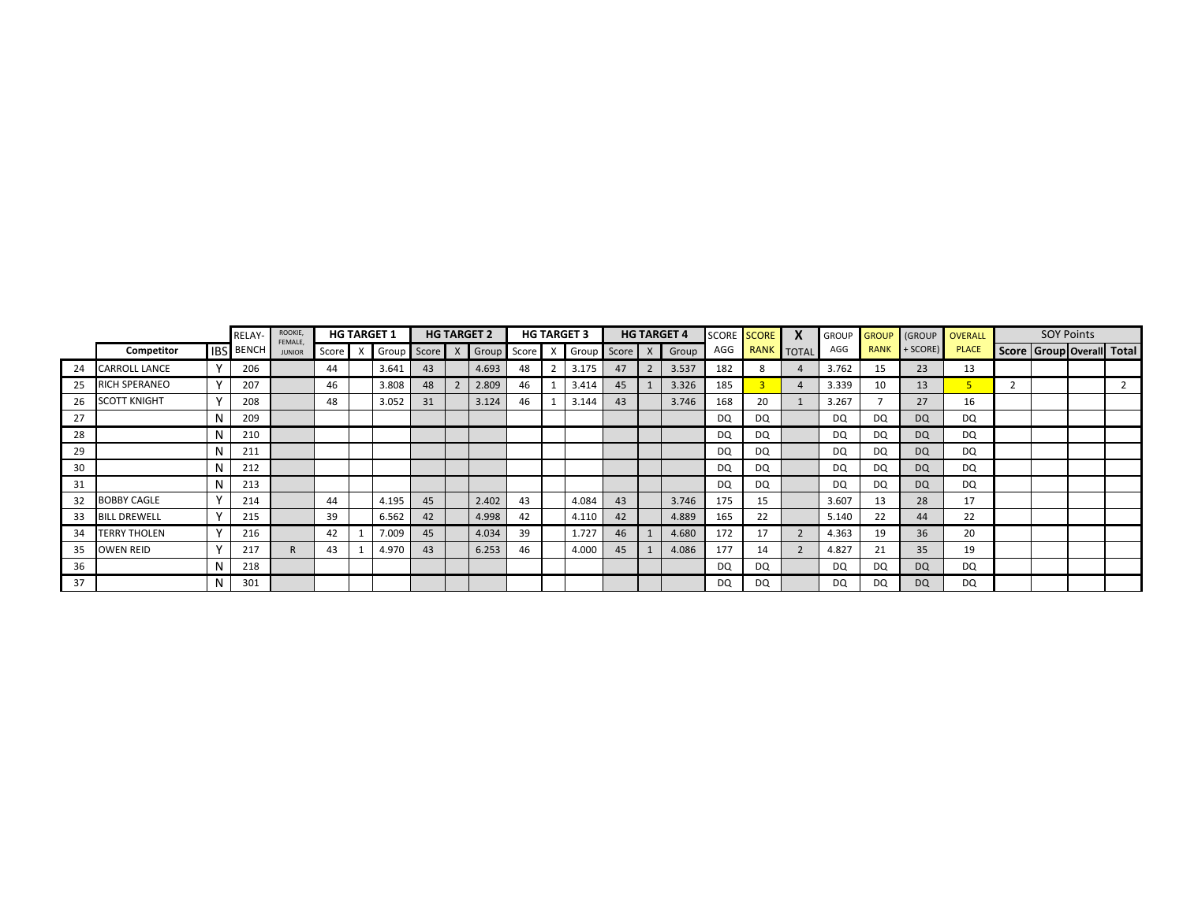| | | | RELAY- | ROOKIE, FEMALE, JUNIOR | HG TARGET 1 | | | HG TARGET 2 | | | HG TARGET 3 | | | HG TARGET 4 | | | SCORE | SCORE | X | GROUP | GROUP | (GROUP | OVERALL | SOY Points | | | |
|---|---|---|---|---|---|---|---|---|---|---|---|---|---|---|---|---|---|---|---|---|---|---|---|---|---|---|---|
| | Competitor | IBS | BENCH | | Score | X | Group | Score | X | Group | Score | X | Group | Score | X | Group | AGG | RANK | TOTAL | AGG | RANK | + SCORE) | PLACE | Score | Group | Overall | Total |
| 24 | CARROLL LANCE | Y | 206 | | 44 | | 3.641 | 43 | | 4.693 | 48 | 2 | 3.175 | 47 | 2 | 3.537 | 182 | 8 | 4 | 3.762 | 15 | 23 | 13 | | | | |
| 25 | RICH SPERANEO | Y | 207 | | 46 | | 3.808 | 48 | 2 | 2.809 | 46 | 1 | 3.414 | 45 | 1 | 3.326 | 185 | 3 | 4 | 3.339 | 10 | 13 | 5 | 2 | | | 2 |
| 26 | SCOTT KNIGHT | Y | 208 | | 48 | | 3.052 | 31 | | 3.124 | 46 | 1 | 3.144 | 43 | | 3.746 | 168 | 20 | 1 | 3.267 | 7 | 27 | 16 | | | | |
| 27 | | N | 209 | | | | | | | | | | | | | | DQ | DQ | | DQ | DQ | DQ | DQ | | | | |
| 28 | | N | 210 | | | | | | | | | | | | | | DQ | DQ | | DQ | DQ | DQ | DQ | | | | |
| 29 | | N | 211 | | | | | | | | | | | | | | DQ | DQ | | DQ | DQ | DQ | DQ | | | | |
| 30 | | N | 212 | | | | | | | | | | | | | | DQ | DQ | | DQ | DQ | DQ | DQ | | | | |
| 31 | | N | 213 | | | | | | | | | | | | | | DQ | DQ | | DQ | DQ | DQ | DQ | | | | |
| 32 | BOBBY CAGLE | Y | 214 | | 44 | | 4.195 | 45 | | 2.402 | 43 | | 4.084 | 43 | | 3.746 | 175 | 15 | | 3.607 | 13 | 28 | 17 | | | | |
| 33 | BILL DREWELL | Y | 215 | | 39 | | 6.562 | 42 | | 4.998 | 42 | | 4.110 | 42 | | 4.889 | 165 | 22 | | 5.140 | 22 | 44 | 22 | | | | |
| 34 | TERRY THOLEN | Y | 216 | | 42 | 1 | 7.009 | 45 | | 4.034 | 39 | | 1.727 | 46 | 1 | 4.680 | 172 | 17 | 2 | 4.363 | 19 | 36 | 20 | | | | |
| 35 | OWEN REID | Y | 217 | R | 43 | 1 | 4.970 | 43 | | 6.253 | 46 | | 4.000 | 45 | 1 | 4.086 | 177 | 14 | 2 | 4.827 | 21 | 35 | 19 | | | | |
| 36 | | N | 218 | | | | | | | | | | | | | | DQ | DQ | | DQ | DQ | DQ | DQ | | | | |
| 37 | | N | 301 | | | | | | | | | | | | | | DQ | DQ | | DQ | DQ | DQ | DQ | | | | |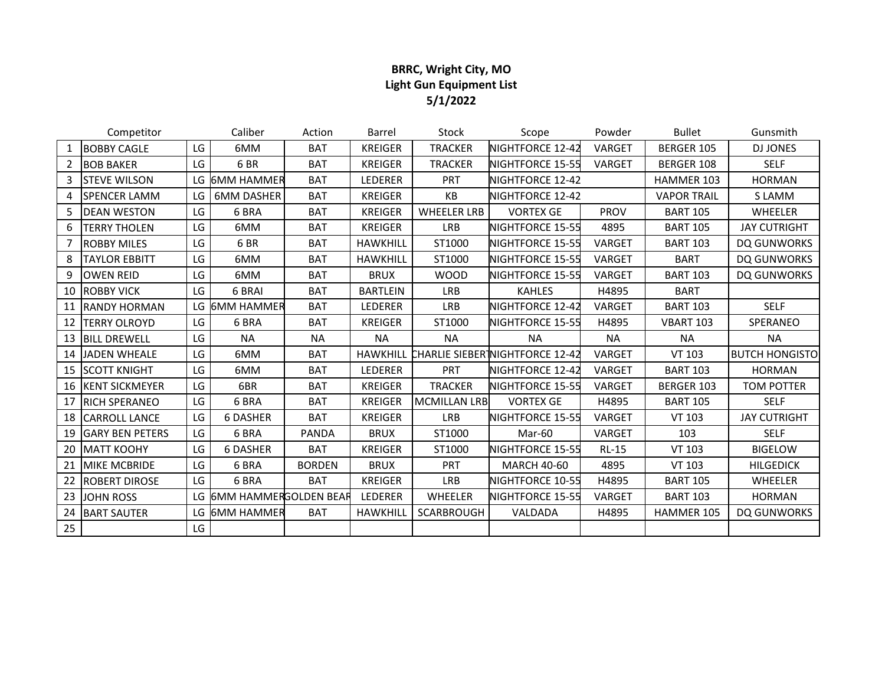**BRRC, Wright City, MO**
**Light Gun Equipment List**
**5/1/2022**

| | Competitor | | Caliber | Action | Barrel | Stock | Scope | Powder | Bullet | Gunsmith |
|---|---|---|---|---|---|---|---|---|---|---|
| 1 | BOBBY CAGLE | LG | 6MM | BAT | KREIGER | TRACKER | NIGHTFORCE 12-42 | VARGET | BERGER 105 | DJ JONES |
| 2 | BOB BAKER | LG | 6 BR | BAT | KREIGER | TRACKER | NIGHTFORCE 15-55 | VARGET | BERGER 108 | SELF |
| 3 | STEVE WILSON | LG | 6MM HAMMER | BAT | LEDERER | PRT | NIGHTFORCE 12-42 | | HAMMER 103 | HORMAN |
| 4 | SPENCER LAMM | LG | 6MM DASHER | BAT | KREIGER | KB | NIGHTFORCE 12-42 | | VAPOR TRAIL | S LAMM |
| 5 | DEAN WESTON | LG | 6 BRA | BAT | KREIGER | WHEELER LRB | VORTEX GE | PROV | BART 105 | WHEELER |
| 6 | TERRY THOLEN | LG | 6MM | BAT | KREIGER | LRB | NIGHTFORCE 15-55 | 4895 | BART 105 | JAY CUTRIGHT |
| 7 | ROBBY MILES | LG | 6 BR | BAT | HAWKHILL | ST1000 | NIGHTFORCE 15-55 | VARGET | BART 103 | DQ GUNWORKS |
| 8 | TAYLOR EBBITT | LG | 6MM | BAT | HAWKHILL | ST1000 | NIGHTFORCE 15-55 | VARGET | BART | DQ GUNWORKS |
| 9 | OWEN REID | LG | 6MM | BAT | BRUX | WOOD | NIGHTFORCE 15-55 | VARGET | BART 103 | DQ GUNWORKS |
| 10 | ROBBY VICK | LG | 6 BRAI | BAT | BARTLEIN | LRB | KAHLES | H4895 | BART | |
| 11 | RANDY HORMAN | LG | 6MM HAMMER | BAT | LEDERER | LRB | NIGHTFORCE 12-42 | VARGET | BART 103 | SELF |
| 12 | TERRY OLROYD | LG | 6 BRA | BAT | KREIGER | ST1000 | NIGHTFORCE 15-55 | H4895 | VBART 103 | SPERANEO |
| 13 | BILL DREWELL | LG | NA | NA | NA | NA | NA | NA | NA | NA |
| 14 | JADEN WHEALE | LG | 6MM | BAT | HAWKHILL | CHARLIE SIEBERT | NIGHTFORCE 12-42 | VARGET | VT 103 | BUTCH HONGISTO |
| 15 | SCOTT KNIGHT | LG | 6MM | BAT | LEDERER | PRT | NIGHTFORCE 12-42 | VARGET | BART 103 | HORMAN |
| 16 | KENT SICKMEYER | LG | 6BR | BAT | KREIGER | TRACKER | NIGHTFORCE 15-55 | VARGET | BERGER 103 | TOM POTTER |
| 17 | RICH SPERANEO | LG | 6 BRA | BAT | KREIGER | MCMILLAN LRB | VORTEX GE | H4895 | BART 105 | SELF |
| 18 | CARROLL LANCE | LG | 6 DASHER | BAT | KREIGER | LRB | NIGHTFORCE 15-55 | VARGET | VT 103 | JAY CUTRIGHT |
| 19 | GARY BEN PETERS | LG | 6 BRA | PANDA | BRUX | ST1000 | Mar-60 | VARGET | 103 | SELF |
| 20 | MATT KOOHY | LG | 6 DASHER | BAT | KREIGER | ST1000 | NIGHTFORCE 15-55 | RL-15 | VT 103 | BIGELOW |
| 21 | MIKE MCBRIDE | LG | 6 BRA | BORDEN | BRUX | PRT | MARCH 40-60 | 4895 | VT 103 | HILGEDICK |
| 22 | ROBERT DIROSE | LG | 6 BRA | BAT | KREIGER | LRB | NIGHTFORCE 10-55 | H4895 | BART 105 | WHEELER |
| 23 | JOHN ROSS | LG | 6MM HAMMER | GOLDEN BEAR | LEDERER | WHEELER | NIGHTFORCE 15-55 | VARGET | BART 103 | HORMAN |
| 24 | BART SAUTER | LG | 6MM HAMMER | BAT | HAWKHILL | SCARBROUGH | VALDADA | H4895 | HAMMER 105 | DQ GUNWORKS |
| 25 | | LG | | | | | | | | |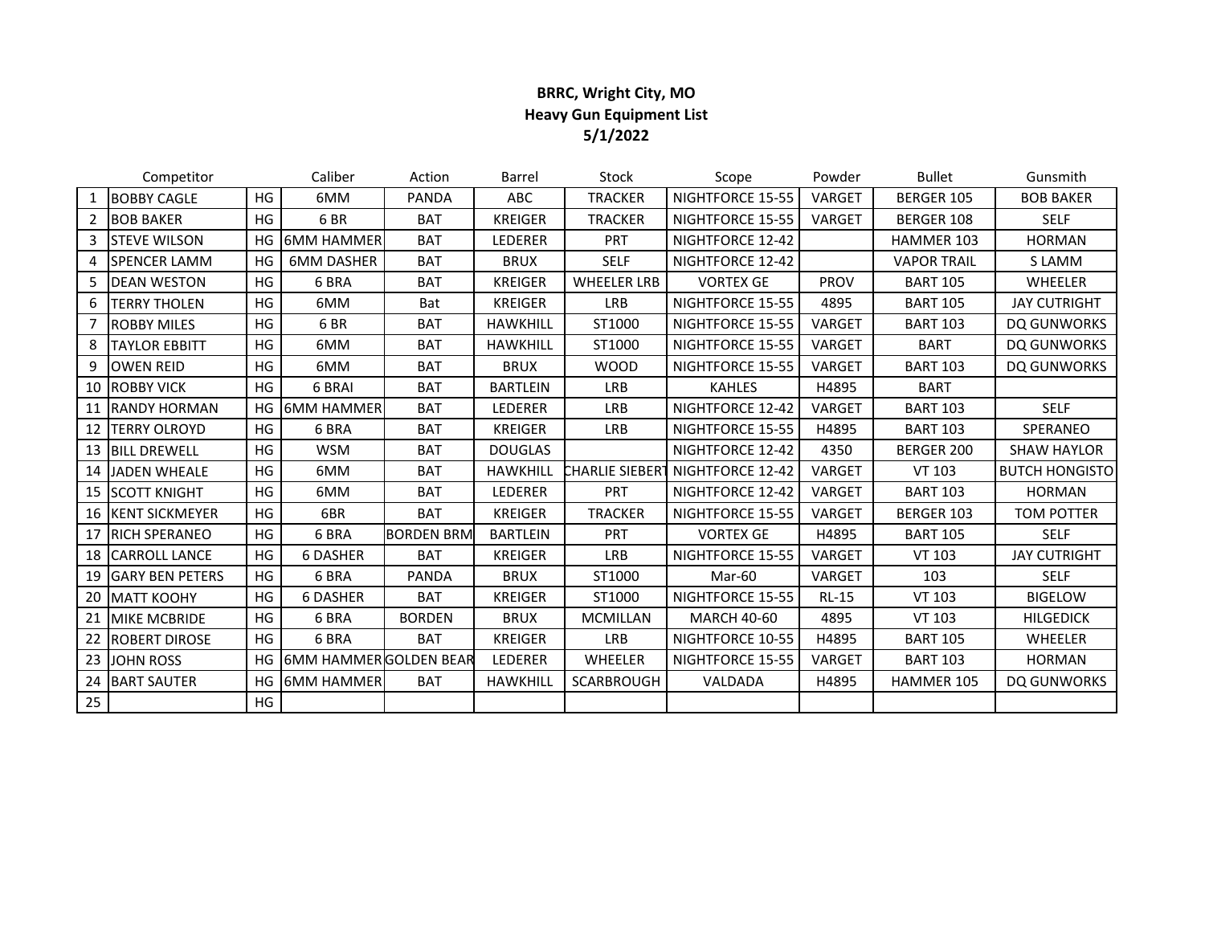**BRRC, Wright City, MO**
**Heavy Gun Equipment List**
**5/1/2022**

| | Competitor | | Caliber | Action | Barrel | Stock | Scope | Powder | Bullet | Gunsmith |
|---|---|---|---|---|---|---|---|---|---|---|
| 1 | BOBBY CAGLE | HG | 6MM | PANDA | ABC | TRACKER | NIGHTFORCE 15-55 | VARGET | BERGER 105 | BOB BAKER |
| 2 | BOB BAKER | HG | 6 BR | BAT | KREIGER | TRACKER | NIGHTFORCE 15-55 | VARGET | BERGER 108 | SELF |
| 3 | STEVE WILSON | HG | 6MM HAMMER | BAT | LEDERER | PRT | NIGHTFORCE 12-42 | | HAMMER 103 | HORMAN |
| 4 | SPENCER LAMM | HG | 6MM DASHER | BAT | BRUX | SELF | NIGHTFORCE 12-42 | | VAPOR TRAIL | S LAMM |
| 5 | DEAN WESTON | HG | 6 BRA | BAT | KREIGER | WHEELER LRB | VORTEX GE | PROV | BART 105 | WHEELER |
| 6 | TERRY THOLEN | HG | 6MM | Bat | KREIGER | LRB | NIGHTFORCE 15-55 | 4895 | BART 105 | JAY CUTRIGHT |
| 7 | ROBBY MILES | HG | 6 BR | BAT | HAWKHILL | ST1000 | NIGHTFORCE 15-55 | VARGET | BART 103 | DQ GUNWORKS |
| 8 | TAYLOR EBBITT | HG | 6MM | BAT | HAWKHILL | ST1000 | NIGHTFORCE 15-55 | VARGET | BART | DQ GUNWORKS |
| 9 | OWEN REID | HG | 6MM | BAT | BRUX | WOOD | NIGHTFORCE 15-55 | VARGET | BART 103 | DQ GUNWORKS |
| 10 | ROBBY VICK | HG | 6 BRAI | BAT | BARTLEIN | LRB | KAHLES | H4895 | BART | |
| 11 | RANDY HORMAN | HG | 6MM HAMMER | BAT | LEDERER | LRB | NIGHTFORCE 12-42 | VARGET | BART 103 | SELF |
| 12 | TERRY OLROYD | HG | 6 BRA | BAT | KREIGER | LRB | NIGHTFORCE 15-55 | H4895 | BART 103 | SPERANEO |
| 13 | BILL DREWELL | HG | WSM | BAT | DOUGLAS | | NIGHTFORCE 12-42 | 4350 | BERGER 200 | SHAW HAYLOR |
| 14 | JADEN WHEALE | HG | 6MM | BAT | HAWKHILL | CHARLIE SIEBERT | NIGHTFORCE 12-42 | VARGET | VT 103 | BUTCH HONGISTO |
| 15 | SCOTT KNIGHT | HG | 6MM | BAT | LEDERER | PRT | NIGHTFORCE 12-42 | VARGET | BART 103 | HORMAN |
| 16 | KENT SICKMEYER | HG | 6BR | BAT | KREIGER | TRACKER | NIGHTFORCE 15-55 | VARGET | BERGER 103 | TOM POTTER |
| 17 | RICH SPERANEO | HG | 6 BRA | BORDEN BRM | BARTLEIN | PRT | VORTEX GE | H4895 | BART 105 | SELF |
| 18 | CARROLL LANCE | HG | 6 DASHER | BAT | KREIGER | LRB | NIGHTFORCE 15-55 | VARGET | VT 103 | JAY CUTRIGHT |
| 19 | GARY BEN PETERS | HG | 6 BRA | PANDA | BRUX | ST1000 | Mar-60 | VARGET | 103 | SELF |
| 20 | MATT KOOHY | HG | 6 DASHER | BAT | KREIGER | ST1000 | NIGHTFORCE 15-55 | RL-15 | VT 103 | BIGELOW |
| 21 | MIKE MCBRIDE | HG | 6 BRA | BORDEN | BRUX | MCMILLAN | MARCH 40-60 | 4895 | VT 103 | HILGEDICK |
| 22 | ROBERT DIROSE | HG | 6 BRA | BAT | KREIGER | LRB | NIGHTFORCE 10-55 | H4895 | BART 105 | WHEELER |
| 23 | JOHN ROSS | HG | 6MM HAMMER | GOLDEN BEAR | LEDERER | WHEELER | NIGHTFORCE 15-55 | VARGET | BART 103 | HORMAN |
| 24 | BART SAUTER | HG | 6MM HAMMER | BAT | HAWKHILL | SCARBROUGH | VALDADA | H4895 | HAMMER 105 | DQ GUNWORKS |
| 25 | | HG | | | | | | | | |